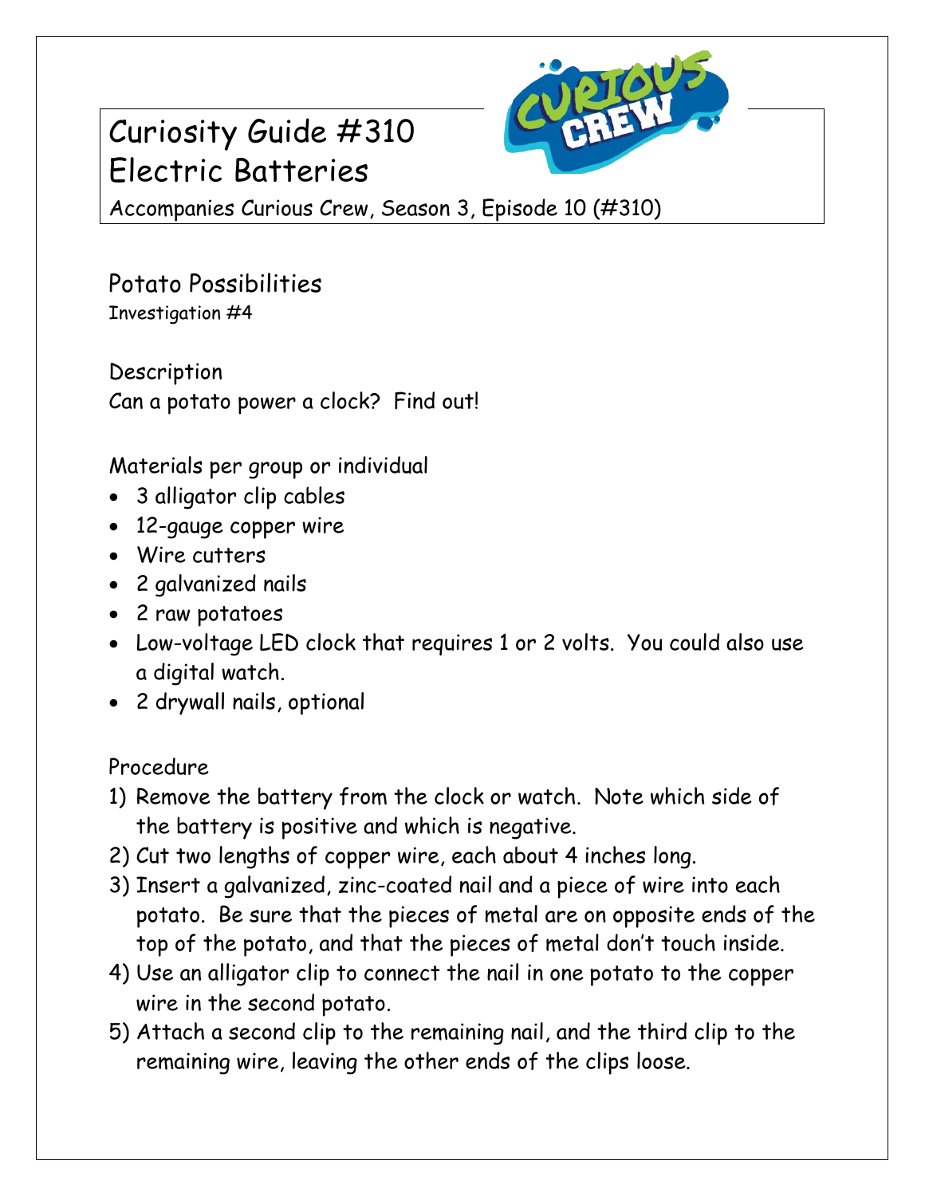# Curiosity Guide #310
# Electric Batteries

Accompanies Curious Crew, Season 3, Episode 10 (#310)

## Potato Possibilities

Investigation #4

### Description

Can a potato power a clock? Find out!

### Materials per group or individual

- 3 alligator clip cables
- 12-gauge copper wire
- Wire cutters
- 2 galvanized nails
- 2 raw potatoes
- Low-voltage LED clock that requires 1 or 2 volts. You could also use a digital watch.
- 2 drywall nails, optional

### Procedure

1) Remove the battery from the clock or watch. Note which side of the battery is positive and which is negative.
2) Cut two lengths of copper wire, each about 4 inches long.
3) Insert a galvanized, zinc-coated nail and a piece of wire into each potato. Be sure that the pieces of metal are on opposite ends of the top of the potato, and that the pieces of metal don't touch inside.
4) Use an alligator clip to connect the nail in one potato to the copper wire in the second potato.
5) Attach a second clip to the remaining nail, and the third clip to the remaining wire, leaving the other ends of the clips loose.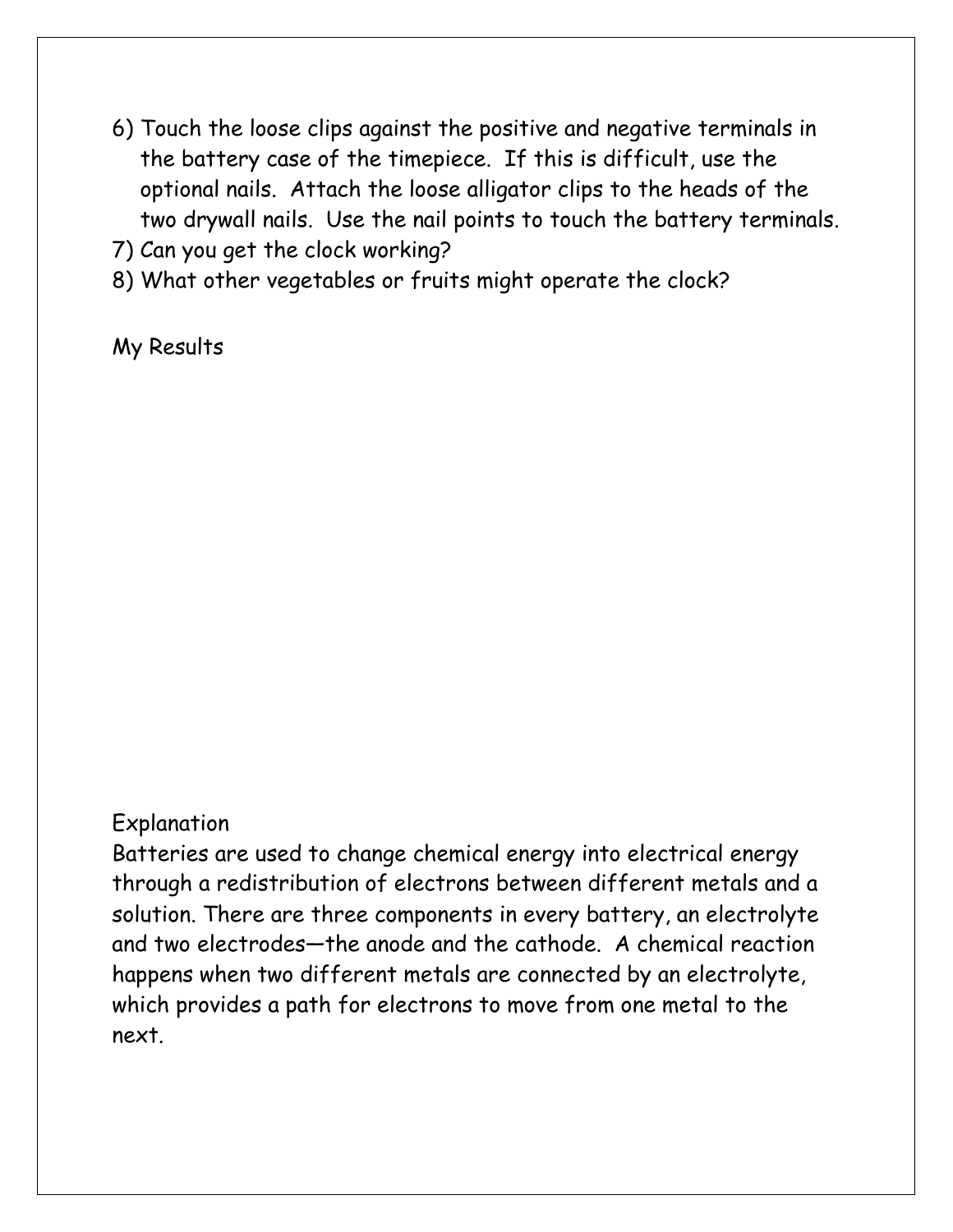6) Touch the loose clips against the positive and negative terminals in the battery case of the timepiece. If this is difficult, use the optional nails. Attach the loose alligator clips to the heads of the two drywall nails. Use the nail points to touch the battery terminals.
7) Can you get the clock working?
8) What other vegetables or fruits might operate the clock?

My Results

Explanation

Batteries are used to change chemical energy into electrical energy through a redistribution of electrons between different metals and a solution. There are three components in every battery, an electrolyte and two electrodes—the anode and the cathode. A chemical reaction happens when two different metals are connected by an electrolyte, which provides a path for electrons to move from one metal to the next.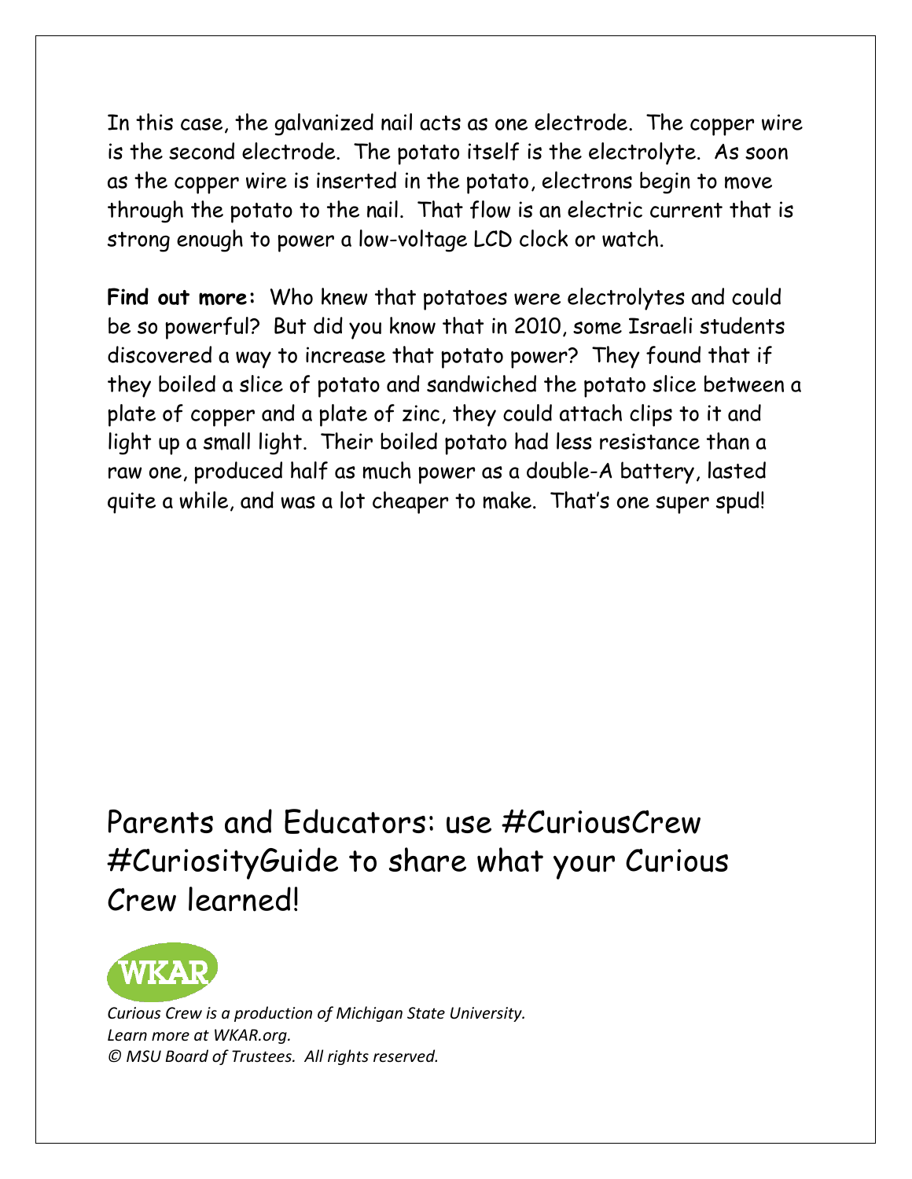In this case, the galvanized nail acts as one electrode. The copper wire is the second electrode. The potato itself is the electrolyte. As soon as the copper wire is inserted in the potato, electrons begin to move through the potato to the nail. That flow is an electric current that is strong enough to power a low-voltage LCD clock or watch.

**Find out more:** Who knew that potatoes were electrolytes and could be so powerful? But did you know that in 2010, some Israeli students discovered a way to increase that potato power? They found that if they boiled a slice of potato and sandwiched the potato slice between a plate of copper and a plate of zinc, they could attach clips to it and light up a small light. Their boiled potato had less resistance than a raw one, produced half as much power as a double-A battery, lasted quite a while, and was a lot cheaper to make. That's one super spud!

Parents and Educators: use #CuriousCrew #CuriosityGuide to share what your Curious Crew learned!

WKAR

*Curious Crew is a production of Michigan State University.*
*Learn more at WKAR.org.*
*© MSU Board of Trustees. All rights reserved.*